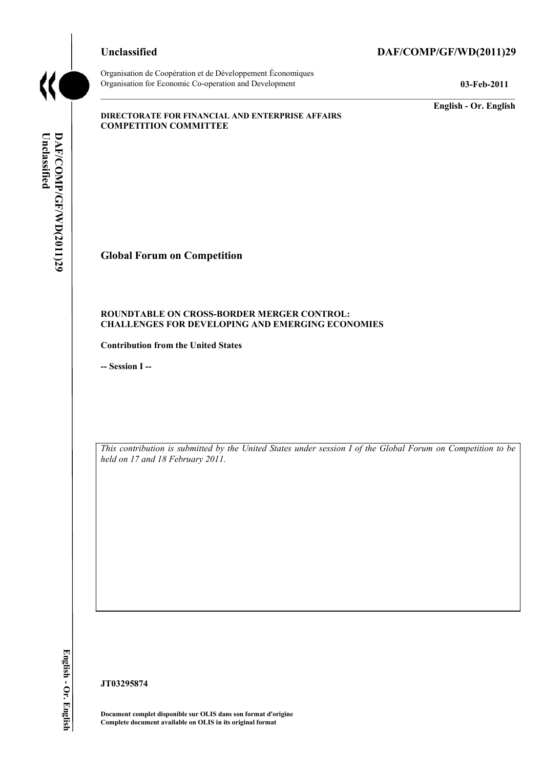**Unclassified** **DAF/COMP/GF/WD(2011)29**

Organisation de Coopération et de Développement Économiques
Organisation for Economic Co-operation and Development

**03-Feb-2011**

**English - Or. English**

**DIRECTORATE FOR FINANCIAL AND ENTERPRISE AFFAIRS**
**COMPETITION COMMITTEE**

# Global Forum on Competition

**ROUNDTABLE ON CROSS-BORDER MERGER CONTROL: CHALLENGES FOR DEVELOPING AND EMERGING ECONOMIES**

**Contribution from the United States**

**-- Session I --**

*This contribution is submitted by the United States under session I of the Global Forum on Competition to be held on 17 and 18 February 2011.*

**JT03295874**

**Document complet disponible sur OLIS dans son format d'origine**
**Complete document available on OLIS in its original format**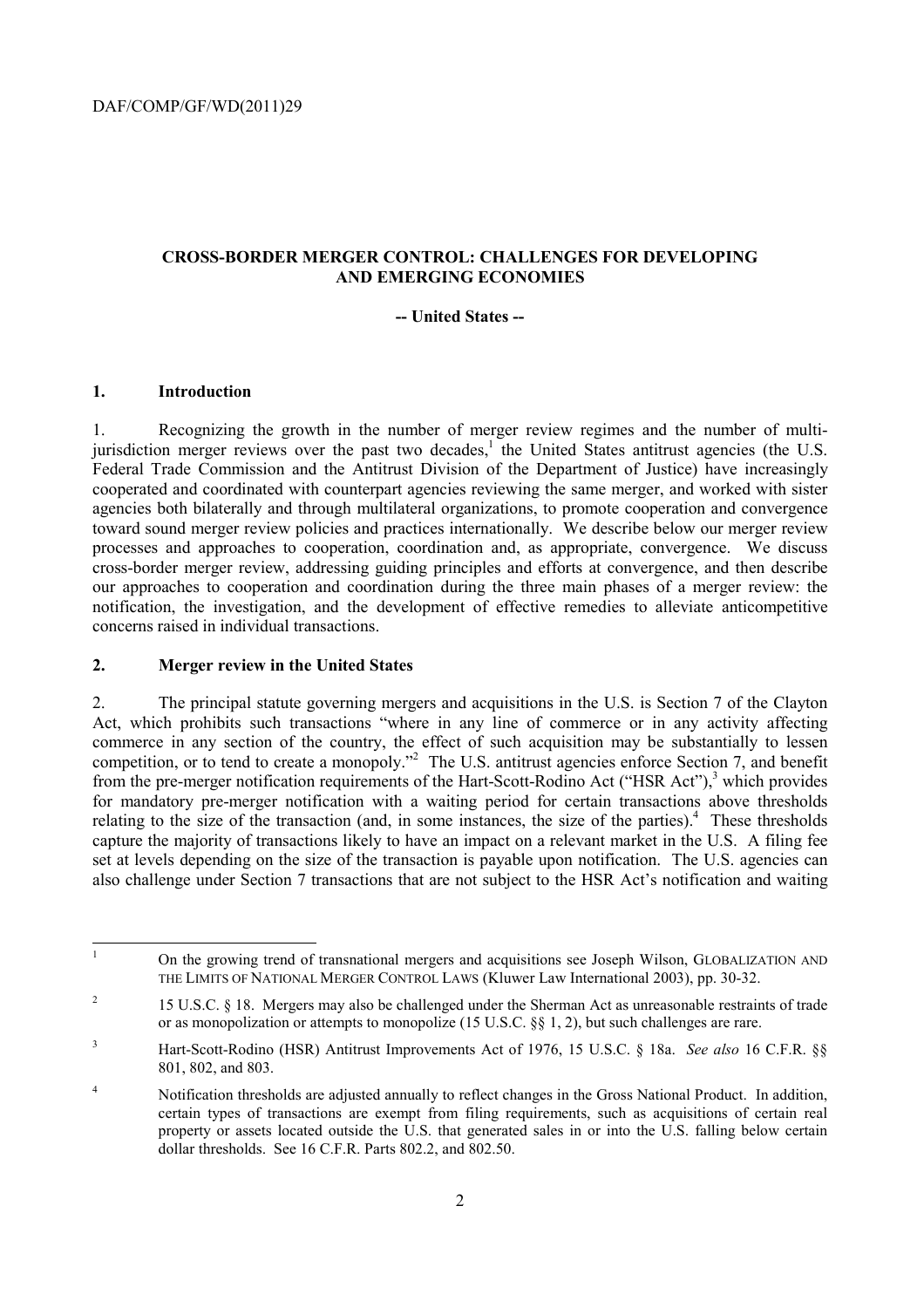# CROSS-BORDER MERGER CONTROL: CHALLENGES FOR DEVELOPING AND EMERGING ECONOMIES

**-- United States --**

## 1. Introduction

1. Recognizing the growth in the number of merger review regimes and the number of multi-jurisdiction merger reviews over the past two decades,[1] the United States antitrust agencies (the U.S. Federal Trade Commission and the Antitrust Division of the Department of Justice) have increasingly cooperated and coordinated with counterpart agencies reviewing the same merger, and worked with sister agencies both bilaterally and through multilateral organizations, to promote cooperation and convergence toward sound merger review policies and practices internationally. We describe below our merger review processes and approaches to cooperation, coordination and, as appropriate, convergence. We discuss cross-border merger review, addressing guiding principles and efforts at convergence, and then describe our approaches to cooperation and coordination during the three main phases of a merger review: the notification, the investigation, and the development of effective remedies to alleviate anticompetitive concerns raised in individual transactions.

## 2. Merger review in the United States

2. The principal statute governing mergers and acquisitions in the U.S. is Section 7 of the Clayton Act, which prohibits such transactions "where in any line of commerce or in any activity affecting commerce in any section of the country, the effect of such acquisition may be substantially to lessen competition, or to tend to create a monopoly."[2] The U.S. antitrust agencies enforce Section 7, and benefit from the pre-merger notification requirements of the Hart-Scott-Rodino Act ("HSR Act"),[3] which provides for mandatory pre-merger notification with a waiting period for certain transactions above thresholds relating to the size of the transaction (and, in some instances, the size of the parties).[4] These thresholds capture the majority of transactions likely to have an impact on a relevant market in the U.S. A filing fee set at levels depending on the size of the transaction is payable upon notification. The U.S. agencies can also challenge under Section 7 transactions that are not subject to the HSR Act's notification and waiting

---

[1] On the growing trend of transnational mergers and acquisitions see Joseph Wilson, GLOBALIZATION AND THE LIMITS OF NATIONAL MERGER CONTROL LAWS (Kluwer Law International 2003), pp. 30-32.

[2] 15 U.S.C. § 18. Mergers may also be challenged under the Sherman Act as unreasonable restraints of trade or as monopolization or attempts to monopolize (15 U.S.C. §§ 1, 2), but such challenges are rare.

[3] Hart-Scott-Rodino (HSR) Antitrust Improvements Act of 1976, 15 U.S.C. § 18a. *See also* 16 C.F.R. §§ 801, 802, and 803.

[4] Notification thresholds are adjusted annually to reflect changes in the Gross National Product. In addition, certain types of transactions are exempt from filing requirements, such as acquisitions of certain real property or assets located outside the U.S. that generated sales in or into the U.S. falling below certain dollar thresholds. See 16 C.F.R. Parts 802.2, and 802.50.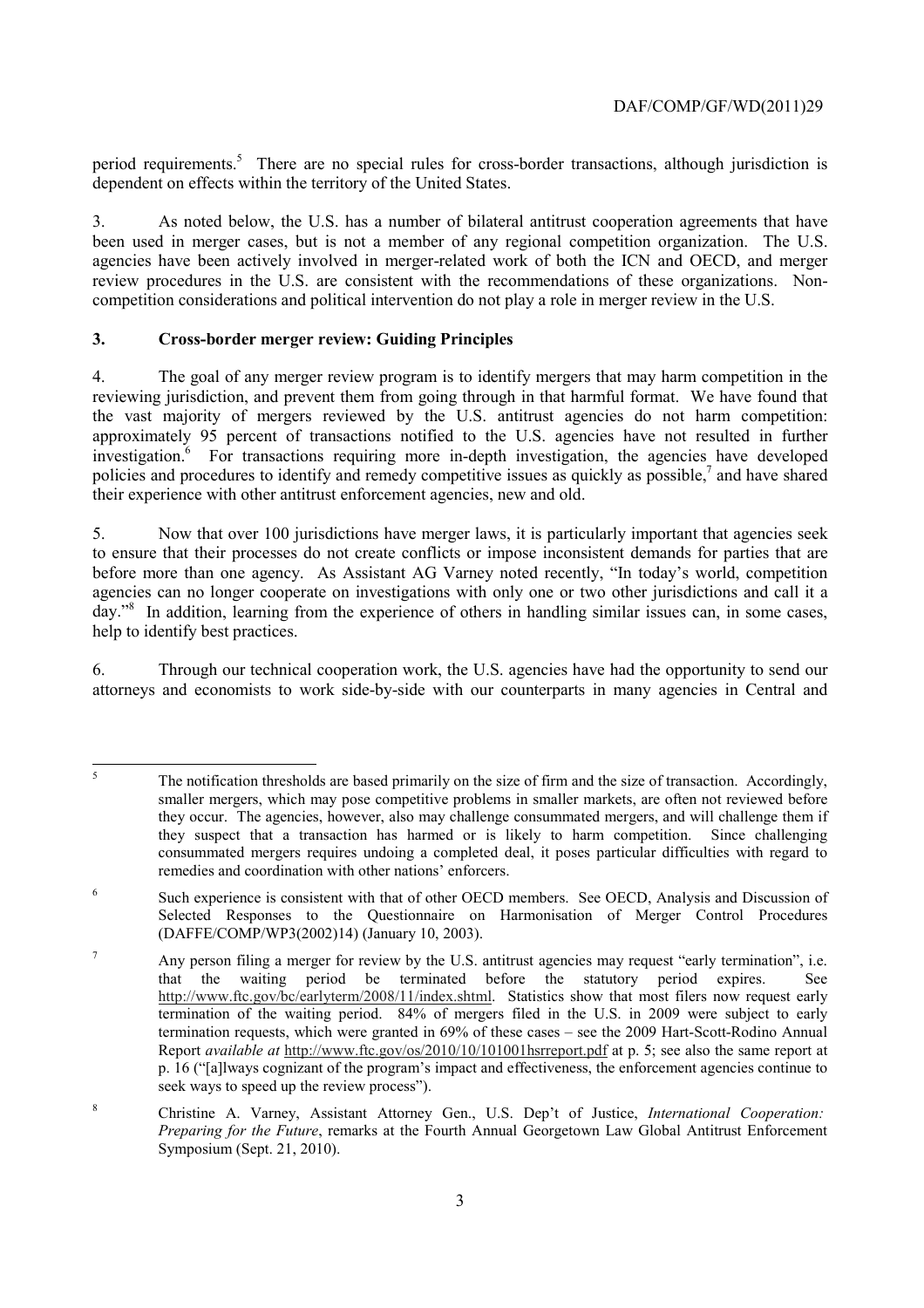period requirements.[5] There are no special rules for cross-border transactions, although jurisdiction is dependent on effects within the territory of the United States.

3. As noted below, the U.S. has a number of bilateral antitrust cooperation agreements that have been used in merger cases, but is not a member of any regional competition organization. The U.S. agencies have been actively involved in merger-related work of both the ICN and OECD, and merger review procedures in the U.S. are consistent with the recommendations of these organizations. Non-competition considerations and political intervention do not play a role in merger review in the U.S.

## 3. Cross-border merger review: Guiding Principles

4. The goal of any merger review program is to identify mergers that may harm competition in the reviewing jurisdiction, and prevent them from going through in that harmful format. We have found that the vast majority of mergers reviewed by the U.S. antitrust agencies do not harm competition: approximately 95 percent of transactions notified to the U.S. agencies have not resulted in further investigation.[6] For transactions requiring more in-depth investigation, the agencies have developed policies and procedures to identify and remedy competitive issues as quickly as possible,[7] and have shared their experience with other antitrust enforcement agencies, new and old.

5. Now that over 100 jurisdictions have merger laws, it is particularly important that agencies seek to ensure that their processes do not create conflicts or impose inconsistent demands for parties that are before more than one agency. As Assistant AG Varney noted recently, "In today's world, competition agencies can no longer cooperate on investigations with only one or two other jurisdictions and call it a day."[8] In addition, learning from the experience of others in handling similar issues can, in some cases, help to identify best practices.

6. Through our technical cooperation work, the U.S. agencies have had the opportunity to send our attorneys and economists to work side-by-side with our counterparts in many agencies in Central and

---

[5] The notification thresholds are based primarily on the size of firm and the size of transaction. Accordingly, smaller mergers, which may pose competitive problems in smaller markets, are often not reviewed before they occur. The agencies, however, also may challenge consummated mergers, and will challenge them if they suspect that a transaction has harmed or is likely to harm competition. Since challenging consummated mergers requires undoing a completed deal, it poses particular difficulties with regard to remedies and coordination with other nations' enforcers.

[6] Such experience is consistent with that of other OECD members. See OECD, Analysis and Discussion of Selected Responses to the Questionnaire on Harmonisation of Merger Control Procedures (DAFFE/COMP/WP3(2002)14) (January 10, 2003).

[7] Any person filing a merger for review by the U.S. antitrust agencies may request "early termination", i.e. that the waiting period be terminated before the statutory period expires. See http://www.ftc.gov/bc/earlyterm/2008/11/index.shtml. Statistics show that most filers now request early termination of the waiting period. 84% of mergers filed in the U.S. in 2009 were subject to early termination requests, which were granted in 69% of these cases – see the 2009 Hart-Scott-Rodino Annual Report *available at* http://www.ftc.gov/os/2010/10/101001hsrreport.pdf at p. 5; see also the same report at p. 16 ("[a]lways cognizant of the program's impact and effectiveness, the enforcement agencies continue to seek ways to speed up the review process").

[8] Christine A. Varney, Assistant Attorney Gen., U.S. Dep't of Justice, *International Cooperation: Preparing for the Future*, remarks at the Fourth Annual Georgetown Law Global Antitrust Enforcement Symposium (Sept. 21, 2010).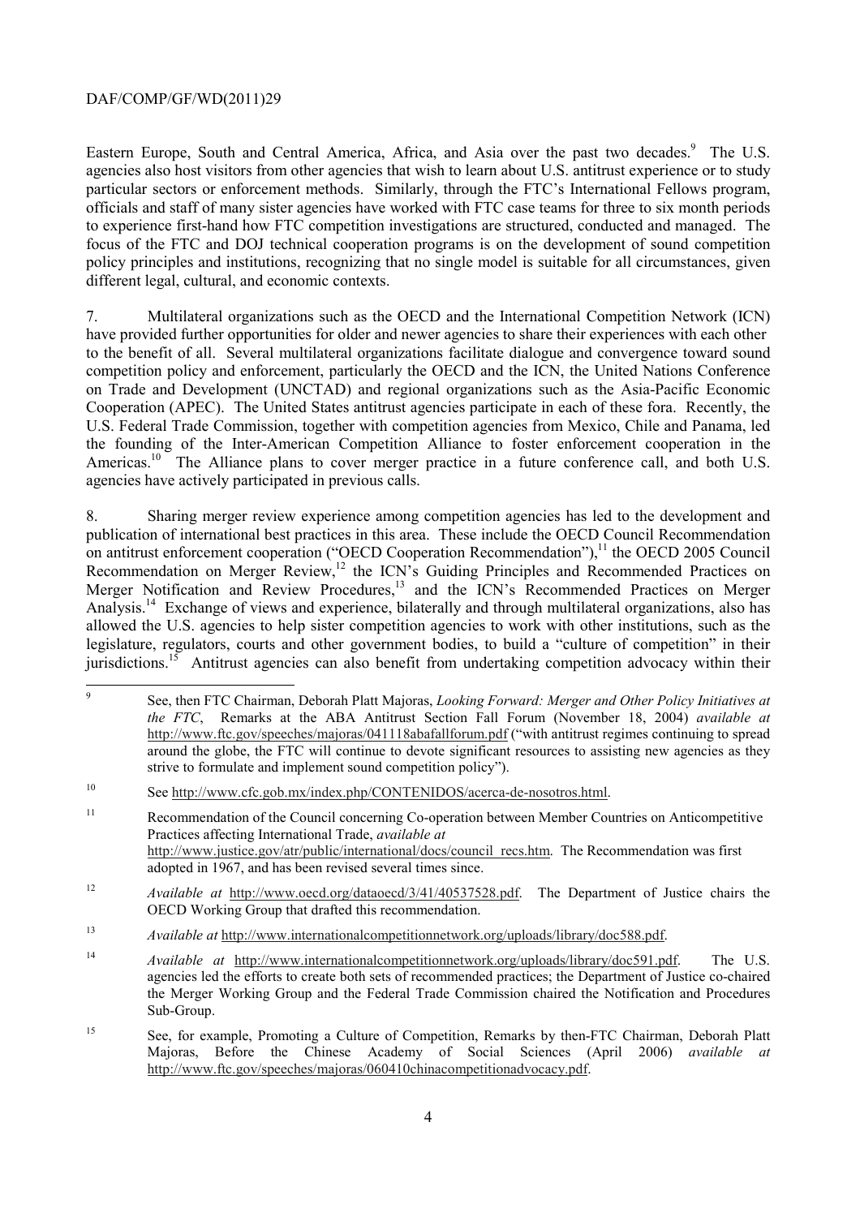Eastern Europe, South and Central America, Africa, and Asia over the past two decades.[9] The U.S. agencies also host visitors from other agencies that wish to learn about U.S. antitrust experience or to study particular sectors or enforcement methods. Similarly, through the FTC's International Fellows program, officials and staff of many sister agencies have worked with FTC case teams for three to six month periods to experience first-hand how FTC competition investigations are structured, conducted and managed. The focus of the FTC and DOJ technical cooperation programs is on the development of sound competition policy principles and institutions, recognizing that no single model is suitable for all circumstances, given different legal, cultural, and economic contexts.

7. Multilateral organizations such as the OECD and the International Competition Network (ICN) have provided further opportunities for older and newer agencies to share their experiences with each other to the benefit of all. Several multilateral organizations facilitate dialogue and convergence toward sound competition policy and enforcement, particularly the OECD and the ICN, the United Nations Conference on Trade and Development (UNCTAD) and regional organizations such as the Asia-Pacific Economic Cooperation (APEC). The United States antitrust agencies participate in each of these fora. Recently, the U.S. Federal Trade Commission, together with competition agencies from Mexico, Chile and Panama, led the founding of the Inter-American Competition Alliance to foster enforcement cooperation in the Americas.[10] The Alliance plans to cover merger practice in a future conference call, and both U.S. agencies have actively participated in previous calls.

8. Sharing merger review experience among competition agencies has led to the development and publication of international best practices in this area. These include the OECD Council Recommendation on antitrust enforcement cooperation ("OECD Cooperation Recommendation"),[11] the OECD 2005 Council Recommendation on Merger Review,[12] the ICN's Guiding Principles and Recommended Practices on Merger Notification and Review Procedures,[13] and the ICN's Recommended Practices on Merger Analysis.[14] Exchange of views and experience, bilaterally and through multilateral organizations, also has allowed the U.S. agencies to help sister competition agencies to work with other institutions, such as the legislature, regulators, courts and other government bodies, to build a "culture of competition" in their jurisdictions.[15] Antitrust agencies can also benefit from undertaking competition advocacy within their

---

[9] See, then FTC Chairman, Deborah Platt Majoras, *Looking Forward: Merger and Other Policy Initiatives at the FTC*, Remarks at the ABA Antitrust Section Fall Forum (November 18, 2004) *available at* http://www.ftc.gov/speeches/majoras/041118abafallforum.pdf ("with antitrust regimes continuing to spread around the globe, the FTC will continue to devote significant resources to assisting new agencies as they strive to formulate and implement sound competition policy").

[10] See http://www.cfc.gob.mx/index.php/CONTENIDOS/acerca-de-nosotros.html.

[11] Recommendation of the Council concerning Co-operation between Member Countries on Anticompetitive Practices affecting International Trade, *available at* http://www.justice.gov/atr/public/international/docs/council_recs.htm. The Recommendation was first adopted in 1967, and has been revised several times since.

[12] *Available at* http://www.oecd.org/dataoecd/3/41/40537528.pdf. The Department of Justice chairs the OECD Working Group that drafted this recommendation.

[13] *Available at* http://www.internationalcompetitionnetwork.org/uploads/library/doc588.pdf.

[14] *Available at* http://www.internationalcompetitionnetwork.org/uploads/library/doc591.pdf. The U.S. agencies led the efforts to create both sets of recommended practices; the Department of Justice co-chaired the Merger Working Group and the Federal Trade Commission chaired the Notification and Procedures Sub-Group.

[15] See, for example, Promoting a Culture of Competition, Remarks by then-FTC Chairman, Deborah Platt Majoras, Before the Chinese Academy of Social Sciences (April 2006) *available at* http://www.ftc.gov/speeches/majoras/060410chinacompetitionadvocacy.pdf.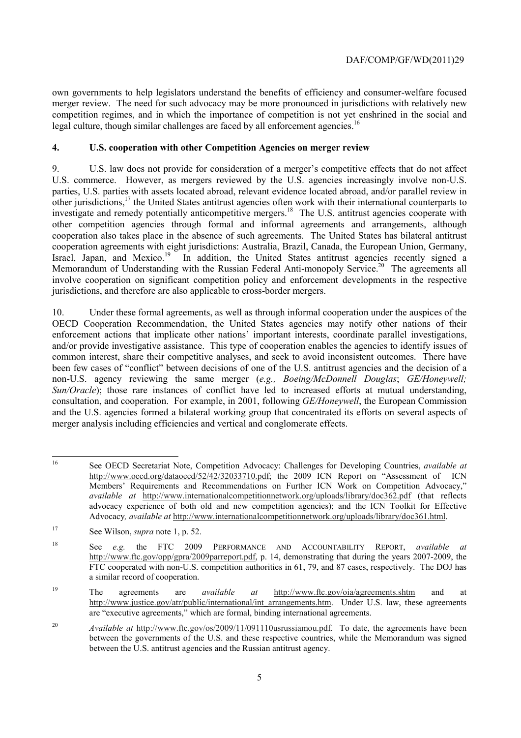own governments to help legislators understand the benefits of efficiency and consumer-welfare focused merger review. The need for such advocacy may be more pronounced in jurisdictions with relatively new competition regimes, and in which the importance of competition is not yet enshrined in the social and legal culture, though similar challenges are faced by all enforcement agencies.[16]

## 4. U.S. cooperation with other Competition Agencies on merger review

9. U.S. law does not provide for consideration of a merger's competitive effects that do not affect U.S. commerce. However, as mergers reviewed by the U.S. agencies increasingly involve non-U.S. parties, U.S. parties with assets located abroad, relevant evidence located abroad, and/or parallel review in other jurisdictions,[17] the United States antitrust agencies often work with their international counterparts to investigate and remedy potentially anticompetitive mergers.[18] The U.S. antitrust agencies cooperate with other competition agencies through formal and informal agreements and arrangements, although cooperation also takes place in the absence of such agreements. The United States has bilateral antitrust cooperation agreements with eight jurisdictions: Australia, Brazil, Canada, the European Union, Germany, Israel, Japan, and Mexico.[19] In addition, the United States antitrust agencies recently signed a Memorandum of Understanding with the Russian Federal Anti-monopoly Service.[20] The agreements all involve cooperation on significant competition policy and enforcement developments in the respective jurisdictions, and therefore are also applicable to cross-border mergers.

10. Under these formal agreements, as well as through informal cooperation under the auspices of the OECD Cooperation Recommendation, the United States agencies may notify other nations of their enforcement actions that implicate other nations' important interests, coordinate parallel investigations, and/or provide investigative assistance. This type of cooperation enables the agencies to identify issues of common interest, share their competitive analyses, and seek to avoid inconsistent outcomes. There have been few cases of "conflict" between decisions of one of the U.S. antitrust agencies and the decision of a non-U.S. agency reviewing the same merger (*e.g., Boeing/McDonnell Douglas*; *GE/Honeywell; Sun/Oracle*); those rare instances of conflict have led to increased efforts at mutual understanding, consultation, and cooperation. For example, in 2001, following *GE/Honeywell*, the European Commission and the U.S. agencies formed a bilateral working group that concentrated its efforts on several aspects of merger analysis including efficiencies and vertical and conglomerate effects.

---

[16] See OECD Secretariat Note, Competition Advocacy: Challenges for Developing Countries, *available at* http://www.oecd.org/dataoecd/52/42/32033710.pdf; the 2009 ICN Report on "Assessment of ICN Members' Requirements and Recommendations on Further ICN Work on Competition Advocacy," *available at* http://www.internationalcompetitionnetwork.org/uploads/library/doc362.pdf (that reflects advocacy experience of both old and new competition agencies); and the ICN Toolkit for Effective Advocacy*, available at* http://www.internationalcompetitionnetwork.org/uploads/library/doc361.html.

[17] See Wilson, *supra* note 1, p. 52.

[18] See *e.g.* the FTC 2009 PERFORMANCE AND ACCOUNTABILITY REPORT, *available at* http://www.ftc.gov/opp/gpra/2009parreport.pdf, p. 14, demonstrating that during the years 2007-2009, the FTC cooperated with non-U.S. competition authorities in 61, 79, and 87 cases, respectively. The DOJ has a similar record of cooperation.

[19] The agreements are *available at* http://www.ftc.gov/oia/agreements.shtm and at http://www.justice.gov/atr/public/international/int_arrangements.htm. Under U.S. law, these agreements are "executive agreements," which are formal, binding international agreements.

[20] *Available at* http://www.ftc.gov/os/2009/11/091110usrussiamou.pdf. To date, the agreements have been between the governments of the U.S. and these respective countries, while the Memorandum was signed between the U.S. antitrust agencies and the Russian antitrust agency.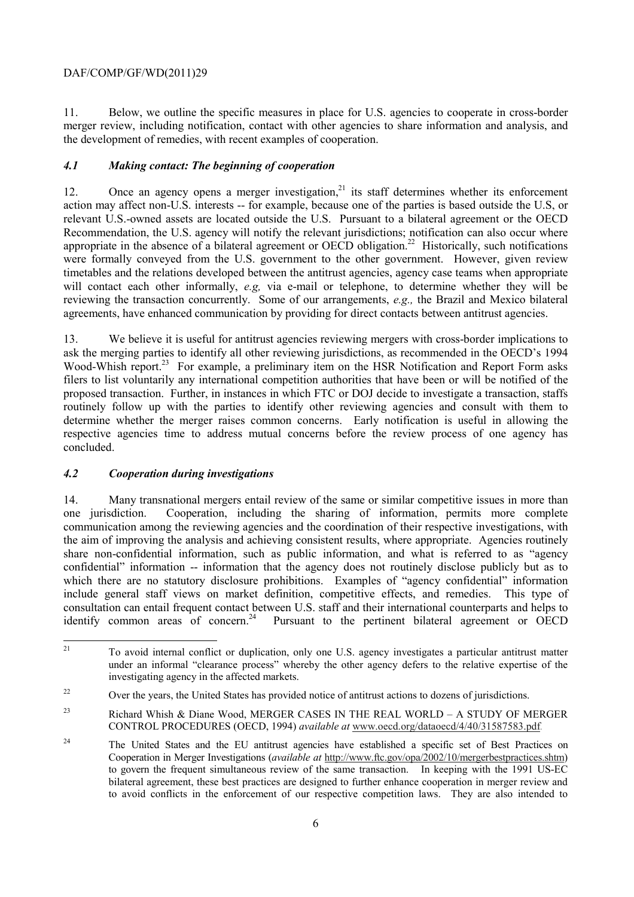11. Below, we outline the specific measures in place for U.S. agencies to cooperate in cross-border merger review, including notification, contact with other agencies to share information and analysis, and the development of remedies, with recent examples of cooperation.

### *4.1 Making contact: The beginning of cooperation*

12. Once an agency opens a merger investigation,[21] its staff determines whether its enforcement action may affect non-U.S. interests -- for example, because one of the parties is based outside the U.S, or relevant U.S.-owned assets are located outside the U.S. Pursuant to a bilateral agreement or the OECD Recommendation, the U.S. agency will notify the relevant jurisdictions; notification can also occur where appropriate in the absence of a bilateral agreement or OECD obligation.[22] Historically, such notifications were formally conveyed from the U.S. government to the other government. However, given review timetables and the relations developed between the antitrust agencies, agency case teams when appropriate will contact each other informally, *e.g,* via e-mail or telephone, to determine whether they will be reviewing the transaction concurrently. Some of our arrangements, *e.g.,* the Brazil and Mexico bilateral agreements, have enhanced communication by providing for direct contacts between antitrust agencies.

13. We believe it is useful for antitrust agencies reviewing mergers with cross-border implications to ask the merging parties to identify all other reviewing jurisdictions, as recommended in the OECD's 1994 Wood-Whish report.[23] For example, a preliminary item on the HSR Notification and Report Form asks filers to list voluntarily any international competition authorities that have been or will be notified of the proposed transaction. Further, in instances in which FTC or DOJ decide to investigate a transaction, staffs routinely follow up with the parties to identify other reviewing agencies and consult with them to determine whether the merger raises common concerns. Early notification is useful in allowing the respective agencies time to address mutual concerns before the review process of one agency has concluded.

### *4.2 Cooperation during investigations*

14. Many transnational mergers entail review of the same or similar competitive issues in more than one jurisdiction. Cooperation, including the sharing of information, permits more complete communication among the reviewing agencies and the coordination of their respective investigations, with the aim of improving the analysis and achieving consistent results, where appropriate. Agencies routinely share non-confidential information, such as public information, and what is referred to as "agency confidential" information -- information that the agency does not routinely disclose publicly but as to which there are no statutory disclosure prohibitions. Examples of "agency confidential" information include general staff views on market definition, competitive effects, and remedies. This type of consultation can entail frequent contact between U.S. staff and their international counterparts and helps to identify common areas of concern.[24] Pursuant to the pertinent bilateral agreement or OECD

---

[21] To avoid internal conflict or duplication, only one U.S. agency investigates a particular antitrust matter under an informal "clearance process" whereby the other agency defers to the relative expertise of the investigating agency in the affected markets.

[22] Over the years, the United States has provided notice of antitrust actions to dozens of jurisdictions.

[23] Richard Whish & Diane Wood, MERGER CASES IN THE REAL WORLD – A STUDY OF MERGER CONTROL PROCEDURES (OECD, 1994) *available at* www.oecd.org/dataoecd/4/40/31587583.pdf.

[24] The United States and the EU antitrust agencies have established a specific set of Best Practices on Cooperation in Merger Investigations (*available at* http://www.ftc.gov/opa/2002/10/mergerbestpractices.shtm) to govern the frequent simultaneous review of the same transaction. In keeping with the 1991 US-EC bilateral agreement, these best practices are designed to further enhance cooperation in merger review and to avoid conflicts in the enforcement of our respective competition laws. They are also intended to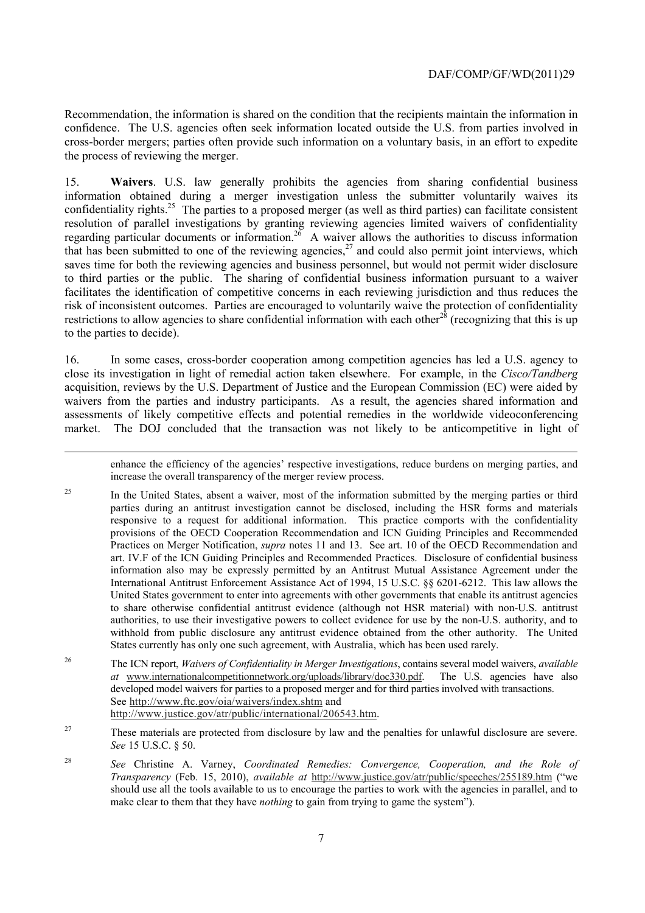Recommendation, the information is shared on the condition that the recipients maintain the information in confidence. The U.S. agencies often seek information located outside the U.S. from parties involved in cross-border mergers; parties often provide such information on a voluntary basis, in an effort to expedite the process of reviewing the merger.

15. **Waivers**. U.S. law generally prohibits the agencies from sharing confidential business information obtained during a merger investigation unless the submitter voluntarily waives its confidentiality rights.[25] The parties to a proposed merger (as well as third parties) can facilitate consistent resolution of parallel investigations by granting reviewing agencies limited waivers of confidentiality regarding particular documents or information.[26] A waiver allows the authorities to discuss information that has been submitted to one of the reviewing agencies,[27] and could also permit joint interviews, which saves time for both the reviewing agencies and business personnel, but would not permit wider disclosure to third parties or the public. The sharing of confidential business information pursuant to a waiver facilitates the identification of competitive concerns in each reviewing jurisdiction and thus reduces the risk of inconsistent outcomes. Parties are encouraged to voluntarily waive the protection of confidentiality restrictions to allow agencies to share confidential information with each other[28] (recognizing that this is up to the parties to decide).

16. In some cases, cross-border cooperation among competition agencies has led a U.S. agency to close its investigation in light of remedial action taken elsewhere. For example, in the *Cisco/Tandberg* acquisition, reviews by the U.S. Department of Justice and the European Commission (EC) were aided by waivers from the parties and industry participants. As a result, the agencies shared information and assessments of likely competitive effects and potential remedies in the worldwide videoconferencing market. The DOJ concluded that the transaction was not likely to be anticompetitive in light of

---

enhance the efficiency of the agencies' respective investigations, reduce burdens on merging parties, and increase the overall transparency of the merger review process.

[25] In the United States, absent a waiver, most of the information submitted by the merging parties or third parties during an antitrust investigation cannot be disclosed, including the HSR forms and materials responsive to a request for additional information. This practice comports with the confidentiality provisions of the OECD Cooperation Recommendation and ICN Guiding Principles and Recommended Practices on Merger Notification, *supra* notes 11 and 13. See art. 10 of the OECD Recommendation and art. IV.F of the ICN Guiding Principles and Recommended Practices. Disclosure of confidential business information also may be expressly permitted by an Antitrust Mutual Assistance Agreement under the International Antitrust Enforcement Assistance Act of 1994, 15 U.S.C. §§ 6201-6212. This law allows the United States government to enter into agreements with other governments that enable its antitrust agencies to share otherwise confidential antitrust evidence (although not HSR material) with non-U.S. antitrust authorities, to use their investigative powers to collect evidence for use by the non-U.S. authority, and to withhold from public disclosure any antitrust evidence obtained from the other authority. The United States currently has only one such agreement, with Australia, which has been used rarely.

[26] The ICN report, *Waivers of Confidentiality in Merger Investigations*, contains several model waivers, *available at* www.internationalcompetitionnetwork.org/uploads/library/doc330.pdf. The U.S. agencies have also developed model waivers for parties to a proposed merger and for third parties involved with transactions. See http://www.ftc.gov/oia/waivers/index.shtm and http://www.justice.gov/atr/public/international/206543.htm.

[27] These materials are protected from disclosure by law and the penalties for unlawful disclosure are severe. *See* 15 U.S.C. § 50.

[28] *See* Christine A. Varney, *Coordinated Remedies: Convergence, Cooperation, and the Role of Transparency* (Feb. 15, 2010), *available at* http://www.justice.gov/atr/public/speeches/255189.htm ("we should use all the tools available to us to encourage the parties to work with the agencies in parallel, and to make clear to them that they have *nothing* to gain from trying to game the system").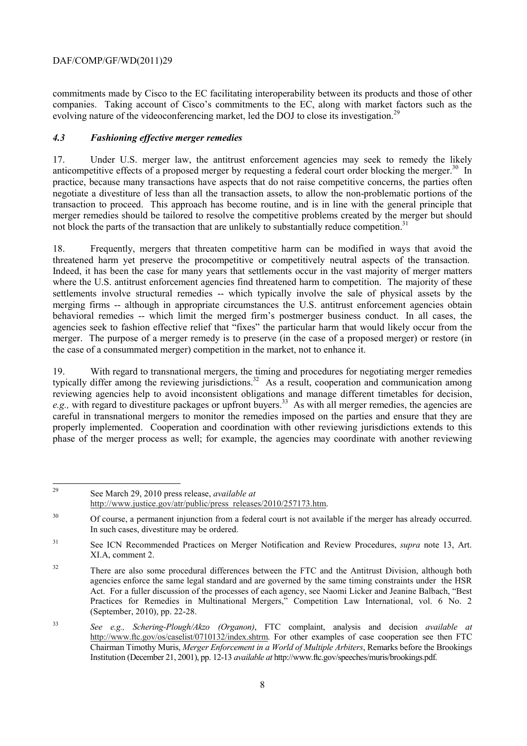commitments made by Cisco to the EC facilitating interoperability between its products and those of other companies. Taking account of Cisco's commitments to the EC, along with market factors such as the evolving nature of the videoconferencing market, led the DOJ to close its investigation.[29]

### *4.3 Fashioning effective merger remedies*

17. Under U.S. merger law, the antitrust enforcement agencies may seek to remedy the likely anticompetitive effects of a proposed merger by requesting a federal court order blocking the merger.[30] In practice, because many transactions have aspects that do not raise competitive concerns, the parties often negotiate a divestiture of less than all the transaction assets, to allow the non-problematic portions of the transaction to proceed. This approach has become routine, and is in line with the general principle that merger remedies should be tailored to resolve the competitive problems created by the merger but should not block the parts of the transaction that are unlikely to substantially reduce competition.[31]

18. Frequently, mergers that threaten competitive harm can be modified in ways that avoid the threatened harm yet preserve the procompetitive or competitively neutral aspects of the transaction. Indeed, it has been the case for many years that settlements occur in the vast majority of merger matters where the U.S. antitrust enforcement agencies find threatened harm to competition. The majority of these settlements involve structural remedies -- which typically involve the sale of physical assets by the merging firms -- although in appropriate circumstances the U.S. antitrust enforcement agencies obtain behavioral remedies -- which limit the merged firm's postmerger business conduct. In all cases, the agencies seek to fashion effective relief that "fixes" the particular harm that would likely occur from the merger. The purpose of a merger remedy is to preserve (in the case of a proposed merger) or restore (in the case of a consummated merger) competition in the market, not to enhance it.

19. With regard to transnational mergers, the timing and procedures for negotiating merger remedies typically differ among the reviewing jurisdictions.[32] As a result, cooperation and communication among reviewing agencies help to avoid inconsistent obligations and manage different timetables for decision, *e.g.,* with regard to divestiture packages or upfront buyers.[33] As with all merger remedies, the agencies are careful in transnational mergers to monitor the remedies imposed on the parties and ensure that they are properly implemented. Cooperation and coordination with other reviewing jurisdictions extends to this phase of the merger process as well; for example, the agencies may coordinate with another reviewing

---

[29] See March 29, 2010 press release, *available at* http://www.justice.gov/atr/public/press_releases/2010/257173.htm.

[30] Of course, a permanent injunction from a federal court is not available if the merger has already occurred. In such cases, divestiture may be ordered.

[31] See ICN Recommended Practices on Merger Notification and Review Procedures, *supra* note 13, Art. XI.A, comment 2.

[32] There are also some procedural differences between the FTC and the Antitrust Division, although both agencies enforce the same legal standard and are governed by the same timing constraints under the HSR Act. For a fuller discussion of the processes of each agency, see Naomi Licker and Jeanine Balbach, "Best Practices for Remedies in Multinational Mergers," Competition Law International, vol. 6 No. 2 (September, 2010), pp. 22-28.

[33] *See e.g., Schering-Plough/Akzo (Organon)*, FTC complaint, analysis and decision *available at* http://www.ftc.gov/os/caselist/0710132/index.shtm. For other examples of case cooperation see then FTC Chairman Timothy Muris, *Merger Enforcement in a World of Multiple Arbiters*, Remarks before the Brookings Institution (December 21, 2001), pp. 12-13 *available at* http://www.ftc.gov/speeches/muris/brookings.pdf.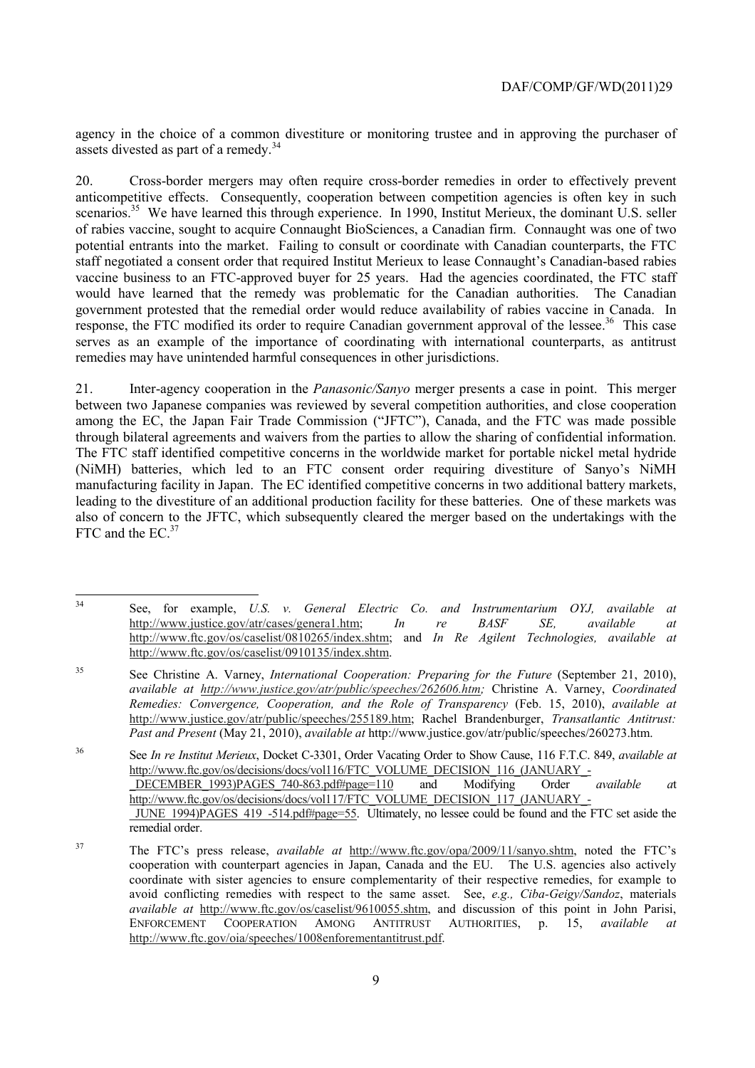agency in the choice of a common divestiture or monitoring trustee and in approving the purchaser of assets divested as part of a remedy.[34]

20. Cross-border mergers may often require cross-border remedies in order to effectively prevent anticompetitive effects. Consequently, cooperation between competition agencies is often key in such scenarios.[35] We have learned this through experience. In 1990, Institut Merieux, the dominant U.S. seller of rabies vaccine, sought to acquire Connaught BioSciences, a Canadian firm. Connaught was one of two potential entrants into the market. Failing to consult or coordinate with Canadian counterparts, the FTC staff negotiated a consent order that required Institut Merieux to lease Connaught's Canadian-based rabies vaccine business to an FTC-approved buyer for 25 years. Had the agencies coordinated, the FTC staff would have learned that the remedy was problematic for the Canadian authorities. The Canadian government protested that the remedial order would reduce availability of rabies vaccine in Canada. In response, the FTC modified its order to require Canadian government approval of the lessee.[36] This case serves as an example of the importance of coordinating with international counterparts, as antitrust remedies may have unintended harmful consequences in other jurisdictions.

21. Inter-agency cooperation in the *Panasonic/Sanyo* merger presents a case in point. This merger between two Japanese companies was reviewed by several competition authorities, and close cooperation among the EC, the Japan Fair Trade Commission ("JFTC"), Canada, and the FTC was made possible through bilateral agreements and waivers from the parties to allow the sharing of confidential information. The FTC staff identified competitive concerns in the worldwide market for portable nickel metal hydride (NiMH) batteries, which led to an FTC consent order requiring divestiture of Sanyo's NiMH manufacturing facility in Japan. The EC identified competitive concerns in two additional battery markets, leading to the divestiture of an additional production facility for these batteries. One of these markets was also of concern to the JFTC, which subsequently cleared the merger based on the undertakings with the FTC and the EC.[37]

---

[34] See, for example, *U.S. v. General Electric Co. and Instrumentarium OYJ, available at* http://www.justice.gov/atr/cases/genera1.htm; *In re BASF SE, available at* http://www.ftc.gov/os/caselist/0810265/index.shtm; and *In Re Agilent Technologies, available at* http://www.ftc.gov/os/caselist/0910135/index.shtm.

[35] See Christine A. Varney, *International Cooperation: Preparing for the Future* (September 21, 2010), *available at http://www.justice.gov/atr/public/speeches/262606.htm;* Christine A. Varney, *Coordinated Remedies: Convergence, Cooperation, and the Role of Transparency* (Feb. 15, 2010), *available at* http://www.justice.gov/atr/public/speeches/255189.htm; Rachel Brandenburger, *Transatlantic Antitrust: Past and Present* (May 21, 2010), *available at* http://www.justice.gov/atr/public/speeches/260273.htm.

[36] See *In re Institut Merieux*, Docket C-3301, Order Vacating Order to Show Cause, 116 F.T.C. 849, *available at* http://www.ftc.gov/os/decisions/docs/vol116/FTC_VOLUME_DECISION_116_(JANUARY_-_DECEMBER_1993)PAGES_740-863.pdf#page=110 and Modifying Order *available at* http://www.ftc.gov/os/decisions/docs/vol117/FTC_VOLUME_DECISION_117_(JANUARY_-_JUNE_1994)PAGES_419_-514.pdf#page=55. Ultimately, no lessee could be found and the FTC set aside the remedial order.

[37] The FTC's press release, *available at* http://www.ftc.gov/opa/2009/11/sanyo.shtm, noted the FTC's cooperation with counterpart agencies in Japan, Canada and the EU. The U.S. agencies also actively coordinate with sister agencies to ensure complementarity of their respective remedies, for example to avoid conflicting remedies with respect to the same asset. See, *e.g., Ciba-Geigy/Sandoz*, materials *available at* http://www.ftc.gov/os/caselist/9610055.shtm, and discussion of this point in John Parisi, ENFORCEMENT COOPERATION AMONG ANTITRUST AUTHORITIES, p. 15, *available at* http://www.ftc.gov/oia/speeches/1008enforementantitrust.pdf.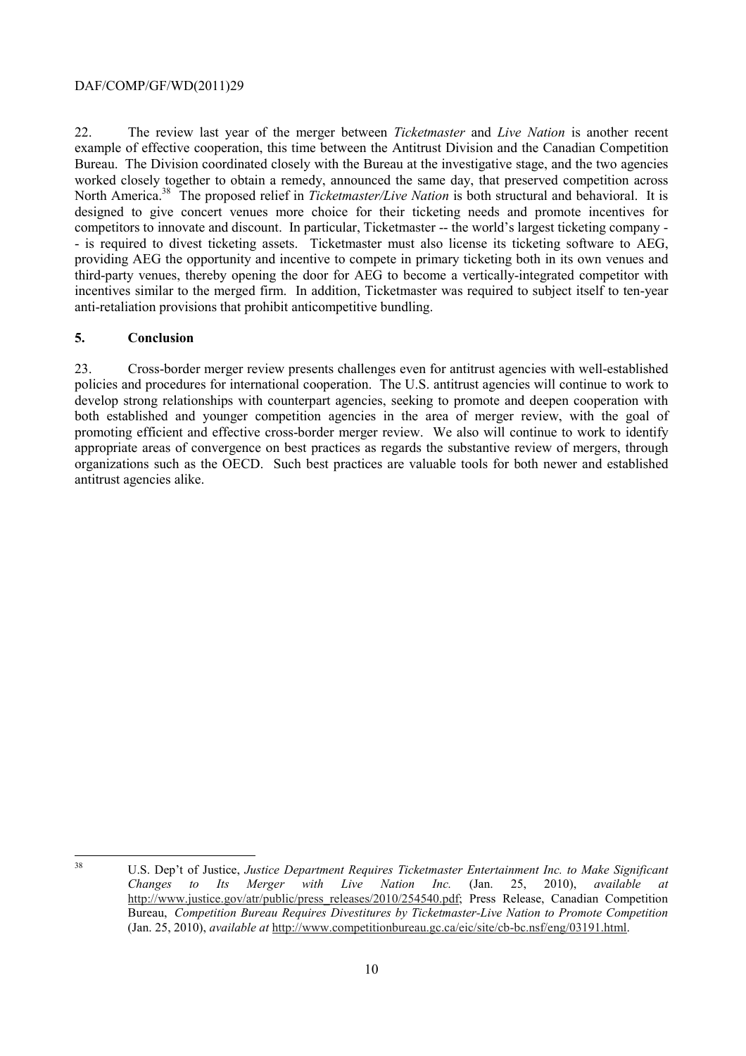22. The review last year of the merger between *Ticketmaster* and *Live Nation* is another recent example of effective cooperation, this time between the Antitrust Division and the Canadian Competition Bureau. The Division coordinated closely with the Bureau at the investigative stage, and the two agencies worked closely together to obtain a remedy, announced the same day, that preserved competition across North America.[38] The proposed relief in *Ticketmaster/Live Nation* is both structural and behavioral. It is designed to give concert venues more choice for their ticketing needs and promote incentives for competitors to innovate and discount. In particular, Ticketmaster -- the world's largest ticketing company -- is required to divest ticketing assets. Ticketmaster must also license its ticketing software to AEG, providing AEG the opportunity and incentive to compete in primary ticketing both in its own venues and third-party venues, thereby opening the door for AEG to become a vertically-integrated competitor with incentives similar to the merged firm. In addition, Ticketmaster was required to subject itself to ten-year anti-retaliation provisions that prohibit anticompetitive bundling.

## 5. Conclusion

23. Cross-border merger review presents challenges even for antitrust agencies with well-established policies and procedures for international cooperation. The U.S. antitrust agencies will continue to work to develop strong relationships with counterpart agencies, seeking to promote and deepen cooperation with both established and younger competition agencies in the area of merger review, with the goal of promoting efficient and effective cross-border merger review. We also will continue to work to identify appropriate areas of convergence on best practices as regards the substantive review of mergers, through organizations such as the OECD. Such best practices are valuable tools for both newer and established antitrust agencies alike.

---

[38] U.S. Dep't of Justice, *Justice Department Requires Ticketmaster Entertainment Inc. to Make Significant Changes to Its Merger with Live Nation Inc.* (Jan. 25, 2010), *available at* http://www.justice.gov/atr/public/press_releases/2010/254540.pdf; Press Release, Canadian Competition Bureau, *Competition Bureau Requires Divestitures by Ticketmaster-Live Nation to Promote Competition* (Jan. 25, 2010), *available at* http://www.competitionbureau.gc.ca/eic/site/cb-bc.nsf/eng/03191.html.